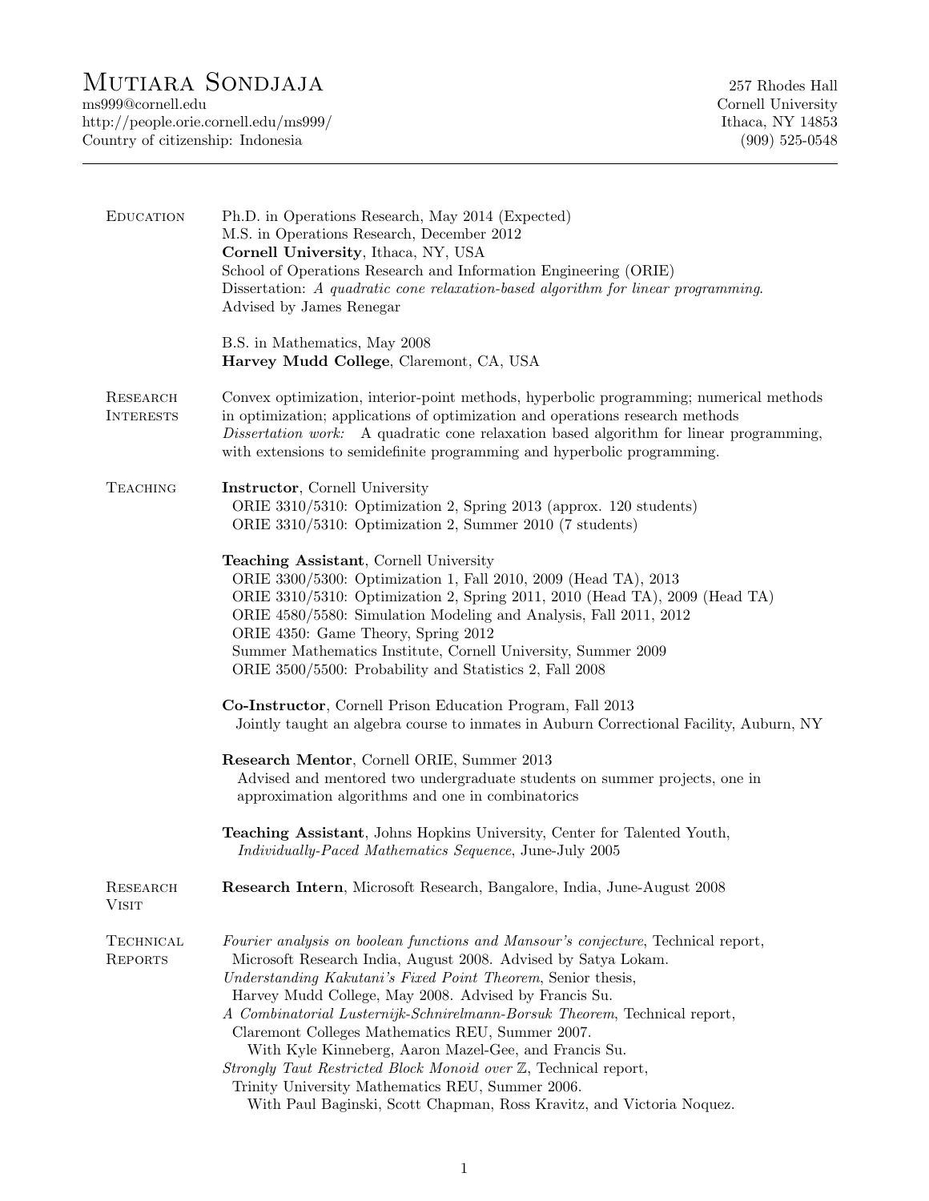# Mutiara Sondjaja

ms999@cornell.edu
http://people.orie.cornell.edu/ms999/
Country of citizenship: Indonesia

257 Rhodes Hall
Cornell University
Ithaca, NY 14853
(909) 525-0548

---

## Education

Ph.D. in Operations Research, May 2014 (Expected)
M.S. in Operations Research, December 2012
**Cornell University**, Ithaca, NY, USA
School of Operations Research and Information Engineering (ORIE)
Dissertation: *A quadratic cone relaxation-based algorithm for linear programming.*
Advised by James Renegar

B.S. in Mathematics, May 2008
**Harvey Mudd College**, Claremont, CA, USA

## Research Interests

Convex optimization, interior-point methods, hyperbolic programming; numerical methods in optimization; applications of optimization and operations research methods
*Dissertation work:* A quadratic cone relaxation based algorithm for linear programming, with extensions to semidefinite programming and hyperbolic programming.

## Teaching

**Instructor**, Cornell University
ORIE 3310/5310: Optimization 2, Spring 2013 (approx. 120 students)
ORIE 3310/5310: Optimization 2, Summer 2010 (7 students)

**Teaching Assistant**, Cornell University
ORIE 3300/5300: Optimization 1, Fall 2010, 2009 (Head TA), 2013
ORIE 3310/5310: Optimization 2, Spring 2011, 2010 (Head TA), 2009 (Head TA)
ORIE 4580/5580: Simulation Modeling and Analysis, Fall 2011, 2012
ORIE 4350: Game Theory, Spring 2012
Summer Mathematics Institute, Cornell University, Summer 2009
ORIE 3500/5500: Probability and Statistics 2, Fall 2008

**Co-Instructor**, Cornell Prison Education Program, Fall 2013
Jointly taught an algebra course to inmates in Auburn Correctional Facility, Auburn, NY

**Research Mentor**, Cornell ORIE, Summer 2013
Advised and mentored two undergraduate students on summer projects, one in approximation algorithms and one in combinatorics

**Teaching Assistant**, Johns Hopkins University, Center for Talented Youth,
*Individually-Paced Mathematics Sequence*, June-July 2005

## Research Visit

**Research Intern**, Microsoft Research, Bangalore, India, June-August 2008

## Technical Reports

*Fourier analysis on boolean functions and Mansour's conjecture*, Technical report, Microsoft Research India, August 2008. Advised by Satya Lokam.

*Understanding Kakutani's Fixed Point Theorem*, Senior thesis, Harvey Mudd College, May 2008. Advised by Francis Su.

*A Combinatorial Lusternijk-Schnirelmann-Borsuk Theorem*, Technical report, Claremont Colleges Mathematics REU, Summer 2007. With Kyle Kinneberg, Aaron Mazel-Gee, and Francis Su.

*Strongly Taut Restricted Block Monoid over $\mathbb{Z}$*, Technical report, Trinity University Mathematics REU, Summer 2006. With Paul Baginski, Scott Chapman, Ross Kravitz, and Victoria Noquez.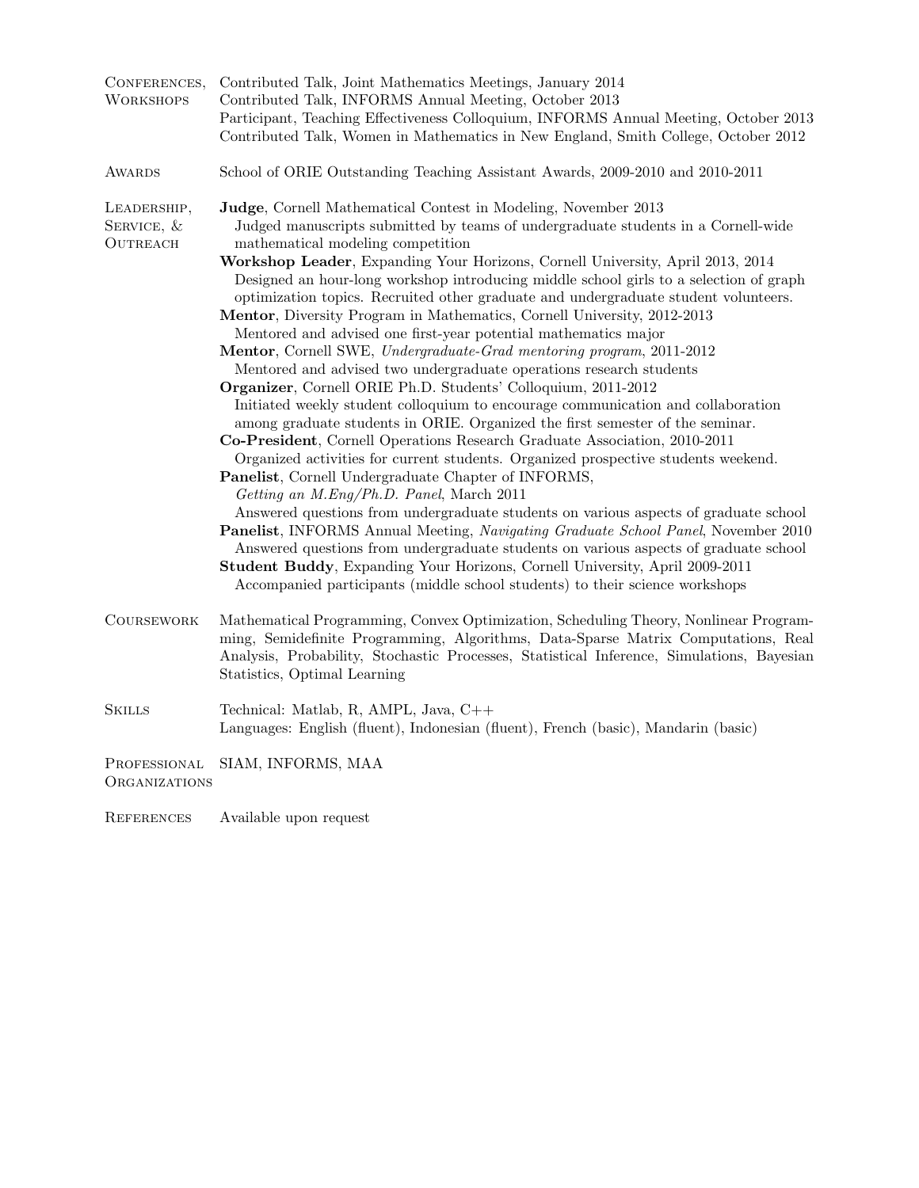## Conferences, Workshops

Contributed Talk, Joint Mathematics Meetings, January 2014
Contributed Talk, INFORMS Annual Meeting, October 2013
Participant, Teaching Effectiveness Colloquium, INFORMS Annual Meeting, October 2013
Contributed Talk, Women in Mathematics in New England, Smith College, October 2012

## Awards

School of ORIE Outstanding Teaching Assistant Awards, 2009-2010 and 2010-2011

## Leadership, Service, & Outreach

**Judge**, Cornell Mathematical Contest in Modeling, November 2013
Judged manuscripts submitted by teams of undergraduate students in a Cornell-wide mathematical modeling competition

**Workshop Leader**, Expanding Your Horizons, Cornell University, April 2013, 2014
Designed an hour-long workshop introducing middle school girls to a selection of graph optimization topics. Recruited other graduate and undergraduate student volunteers.

**Mentor**, Diversity Program in Mathematics, Cornell University, 2012-2013
Mentored and advised one first-year potential mathematics major

**Mentor**, Cornell SWE, *Undergraduate-Grad mentoring program*, 2011-2012
Mentored and advised two undergraduate operations research students

**Organizer**, Cornell ORIE Ph.D. Students' Colloquium, 2011-2012
Initiated weekly student colloquium to encourage communication and collaboration among graduate students in ORIE. Organized the first semester of the seminar.

**Co-President**, Cornell Operations Research Graduate Association, 2010-2011
Organized activities for current students. Organized prospective students weekend.

**Panelist**, Cornell Undergraduate Chapter of INFORMS,
*Getting an M.Eng/Ph.D. Panel*, March 2011
Answered questions from undergraduate students on various aspects of graduate school

**Panelist**, INFORMS Annual Meeting, *Navigating Graduate School Panel*, November 2010
Answered questions from undergraduate students on various aspects of graduate school

**Student Buddy**, Expanding Your Horizons, Cornell University, April 2009-2011
Accompanied participants (middle school students) to their science workshops

## Coursework

Mathematical Programming, Convex Optimization, Scheduling Theory, Nonlinear Programming, Semidefinite Programming, Algorithms, Data-Sparse Matrix Computations, Real Analysis, Probability, Stochastic Processes, Statistical Inference, Simulations, Bayesian Statistics, Optimal Learning

## Skills

Technical: Matlab, R, AMPL, Java, C++
Languages: English (fluent), Indonesian (fluent), French (basic), Mandarin (basic)

## Professional Organizations

SIAM, INFORMS, MAA

## References

Available upon request